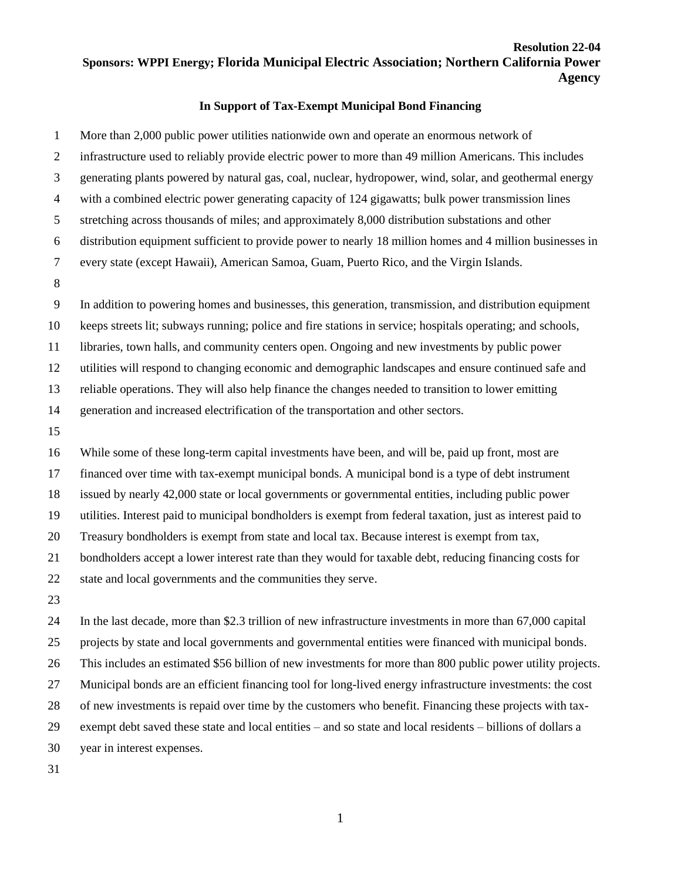**Resolution 22-04**
**Sponsors: WPPI Energy; Florida Municipal Electric Association; Northern California Power Agency**

## In Support of Tax-Exempt Municipal Bond Financing

More than 2,000 public power utilities nationwide own and operate an enormous network of infrastructure used to reliably provide electric power to more than 49 million Americans. This includes generating plants powered by natural gas, coal, nuclear, hydropower, wind, solar, and geothermal energy with a combined electric power generating capacity of 124 gigawatts; bulk power transmission lines stretching across thousands of miles; and approximately 8,000 distribution substations and other distribution equipment sufficient to provide power to nearly 18 million homes and 4 million businesses in every state (except Hawaii), American Samoa, Guam, Puerto Rico, and the Virgin Islands.

In addition to powering homes and businesses, this generation, transmission, and distribution equipment keeps streets lit; subways running; police and fire stations in service; hospitals operating; and schools, libraries, town halls, and community centers open. Ongoing and new investments by public power utilities will respond to changing economic and demographic landscapes and ensure continued safe and reliable operations. They will also help finance the changes needed to transition to lower emitting generation and increased electrification of the transportation and other sectors.

While some of these long-term capital investments have been, and will be, paid up front, most are financed over time with tax-exempt municipal bonds. A municipal bond is a type of debt instrument issued by nearly 42,000 state or local governments or governmental entities, including public power utilities. Interest paid to municipal bondholders is exempt from federal taxation, just as interest paid to Treasury bondholders is exempt from state and local tax. Because interest is exempt from tax, bondholders accept a lower interest rate than they would for taxable debt, reducing financing costs for state and local governments and the communities they serve.

In the last decade, more than $2.3 trillion of new infrastructure investments in more than 67,000 capital projects by state and local governments and governmental entities were financed with municipal bonds. This includes an estimated $56 billion of new investments for more than 800 public power utility projects. Municipal bonds are an efficient financing tool for long-lived energy infrastructure investments: the cost of new investments is repaid over time by the customers who benefit. Financing these projects with tax-exempt debt saved these state and local entities – and so state and local residents – billions of dollars a year in interest expenses.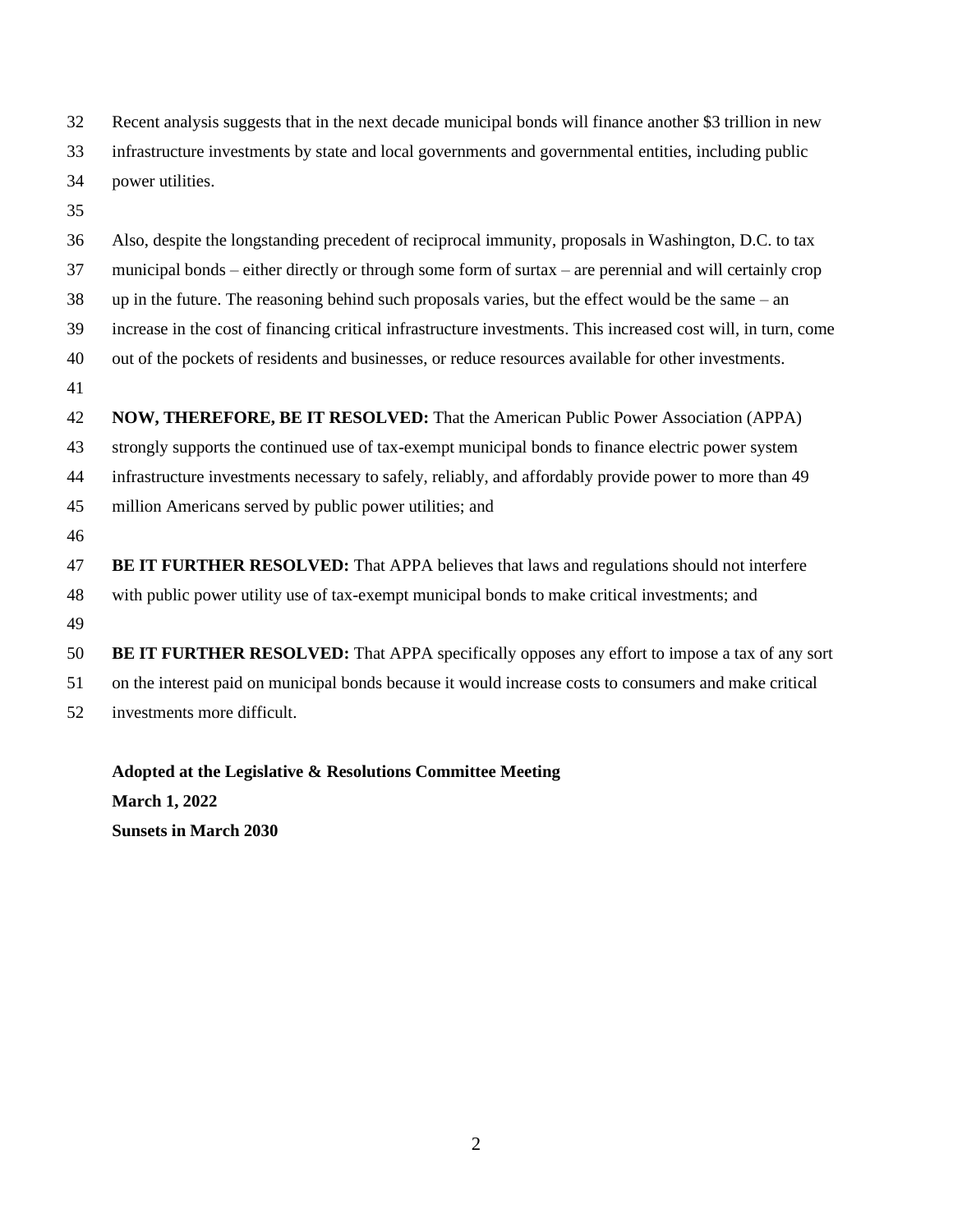Recent analysis suggests that in the next decade municipal bonds will finance another $3 trillion in new infrastructure investments by state and local governments and governmental entities, including public power utilities.

Also, despite the longstanding precedent of reciprocal immunity, proposals in Washington, D.C. to tax municipal bonds – either directly or through some form of surtax – are perennial and will certainly crop up in the future. The reasoning behind such proposals varies, but the effect would be the same – an increase in the cost of financing critical infrastructure investments. This increased cost will, in turn, come out of the pockets of residents and businesses, or reduce resources available for other investments.

**NOW, THEREFORE, BE IT RESOLVED:** That the American Public Power Association (APPA) strongly supports the continued use of tax-exempt municipal bonds to finance electric power system infrastructure investments necessary to safely, reliably, and affordably provide power to more than 49 million Americans served by public power utilities; and

**BE IT FURTHER RESOLVED:** That APPA believes that laws and regulations should not interfere with public power utility use of tax-exempt municipal bonds to make critical investments; and

**BE IT FURTHER RESOLVED:** That APPA specifically opposes any effort to impose a tax of any sort on the interest paid on municipal bonds because it would increase costs to consumers and make critical investments more difficult.

**Adopted at the Legislative & Resolutions Committee Meeting**
**March 1, 2022**
**Sunsets in March 2030**